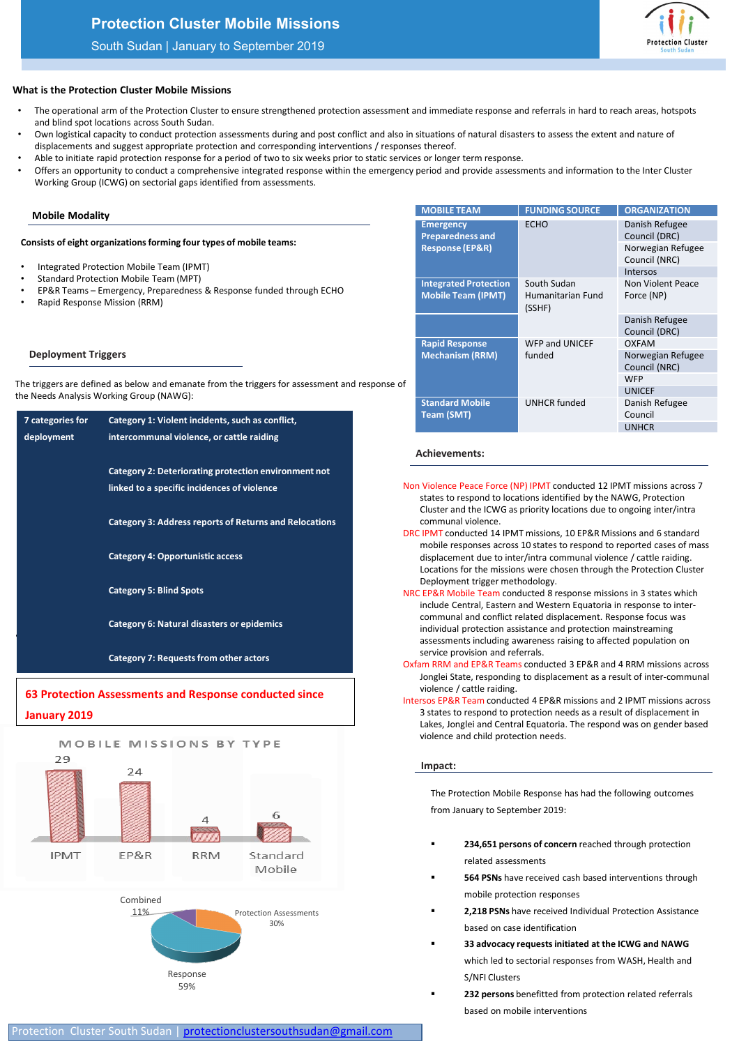# Protection Cluster Mobile Missions

South Sudan | January to September 2019

Protection Cluster South Sudan

## What is the Protection Cluster Mobile Missions

- The operational arm of the Protection Cluster to ensure strengthened protection assessment and immediate response and referrals in hard to reach areas, hotspots and blind spot locations across South Sudan.
- Own logistical capacity to conduct protection assessments during and post conflict and also in situations of natural disasters to assess the extent and nature of displacements and suggest appropriate protection and corresponding interventions / responses thereof.
- Able to initiate rapid protection response for a period of two to six weeks prior to static services or longer term response.
- Offers an opportunity to conduct a comprehensive integrated response within the emergency period and provide assessments and information to the Inter Cluster Working Group (ICWG) on sectorial gaps identified from assessments.

## Mobile Modality

**Consists of eight organizations forming four types of mobile teams:**

- Integrated Protection Mobile Team (IPMT)
- Standard Protection Mobile Team (MPT)
- EP&R Teams – Emergency, Preparedness & Response funded through ECHO
- Rapid Response Mission (RRM)

| MOBILE TEAM | FUNDING SOURCE | ORGANIZATION |
|---|---|---|
| Emergency Preparedness and Response (EP&R) | ECHO | Danish Refugee Council (DRC) |
| | | Norwegian Refugee Council (NRC) |
| | | Intersos |
| Integrated Protection Mobile Team (IPMT) | South Sudan Humanitarian Fund (SSHF) | Non Violent Peace Force (NP) |
| | | Danish Refugee Council (DRC) |
| Rapid Response Mechanism (RRM) | WFP and UNICEF funded | OXFAM |
| | | Norwegian Refugee Council (NRC) |
| | | WFP |
| | | UNICEF |
| Standard Mobile Team (SMT) | UNHCR funded | Danish Refugee Council |
| | | UNHCR |

## Deployment Triggers

The triggers are defined as below and emanate from the triggers for assessment and response of the Needs Analysis Working Group (NAWG):

| 7 categories for deployment | |
|---|---|
| | **Category 1: Violent incidents, such as conflict, intercommunal violence, or cattle raiding** |
| | **Category 2: Deteriorating protection environment not linked to a specific incidences of violence** |
| | **Category 3: Address reports of Returns and Relocations** |
| | **Category 4: Opportunistic access** |
| | **Category 5: Blind Spots** |
| | **Category 6: Natural disasters or epidemics** |
| | **Category 7: Requests from other actors** |

**63 Protection Assessments and Response conducted since January 2019**

**MOBILE MISSIONS BY TYPE**

| Type | Number |
|---|---|
| IPMT | 29 |
| EP&R | 24 |
| RRM | 4 |
| Standard Mobile | 6 |

| Category | Share |
|---|---|
| Combined | 11% |
| Protection Assessments | 30% |
| Response | 59% |

## Achievements:

Non Violence Peace Force (NP) IPMT conducted 12 IPMT missions across 7 states to respond to locations identified by the NAWG, Protection Cluster and the ICWG as priority locations due to ongoing inter/intra communal violence.

DRC IPMT conducted 14 IPMT missions, 10 EP&R Missions and 6 standard mobile responses across 10 states to respond to reported cases of mass displacement due to inter/intra communal violence / cattle raiding. Locations for the missions were chosen through the Protection Cluster Deployment trigger methodology.

NRC EP&R Mobile Team conducted 8 response missions in 3 states which include Central, Eastern and Western Equatoria in response to inter-communal and conflict related displacement. Response focus was individual protection assistance and protection mainstreaming assessments including awareness raising to affected population on service provision and referrals.

Oxfam RRM and EP&R Teams conducted 3 EP&R and 4 RRM missions across Jonglei State, responding to displacement as a result of inter-communal violence / cattle raiding.

Intersos EP&R Team conducted 4 EP&R missions and 2 IPMT missions across 3 states to respond to protection needs as a result of displacement in Lakes, Jonglei and Central Equatoria. The respond was on gender based violence and child protection needs.

## Impact:

The Protection Mobile Response has had the following outcomes from January to September 2019:

- **234,651 persons of concern** reached through protection related assessments
- **564 PSNs** have received cash based interventions through mobile protection responses
- **2,218 PSNs** have received Individual Protection Assistance based on case identification
- **33 advocacy requests initiated at the ICWG and NAWG** which led to sectorial responses from WASH, Health and S/NFI Clusters
- **232 persons** benefitted from protection related referrals based on mobile interventions

Protection Cluster South Sudan | protectionclustersouthsudan@gmail.com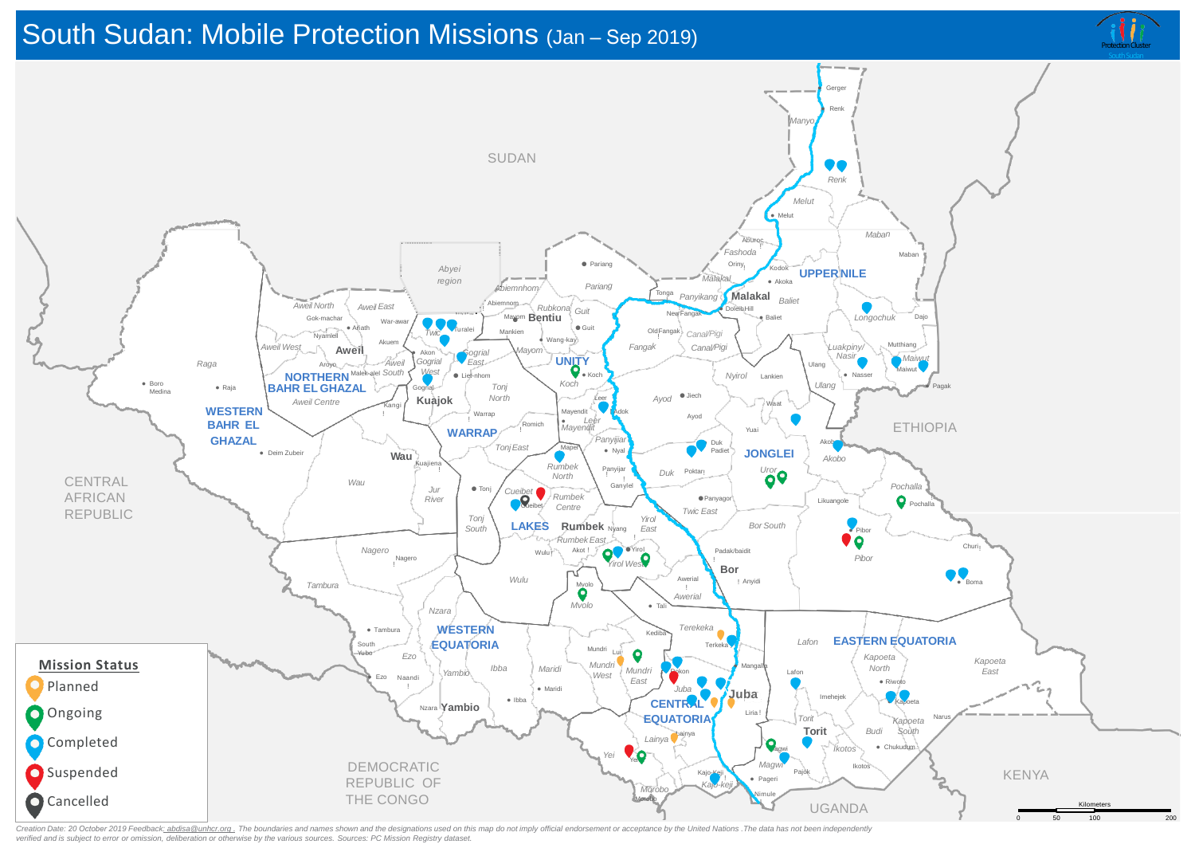# South Sudan: Mobile Protection Missions (Jan – Sep 2019)

**Mission Status**

- Planned
- Ongoing
- Completed
- Suspended
- Cancelled

Kilometers
0 50 100 200

Creation Date: 20 October 2019 Feedback: abdisa@unhcr.org . The boundaries and names shown and the designations used on this map do not imply official endorsement or acceptance by the United Nations .The data has not been independently verified and is subject to error or omission, deliberation or otherwise by the various sources. Sources: PC Mission Registry dataset.